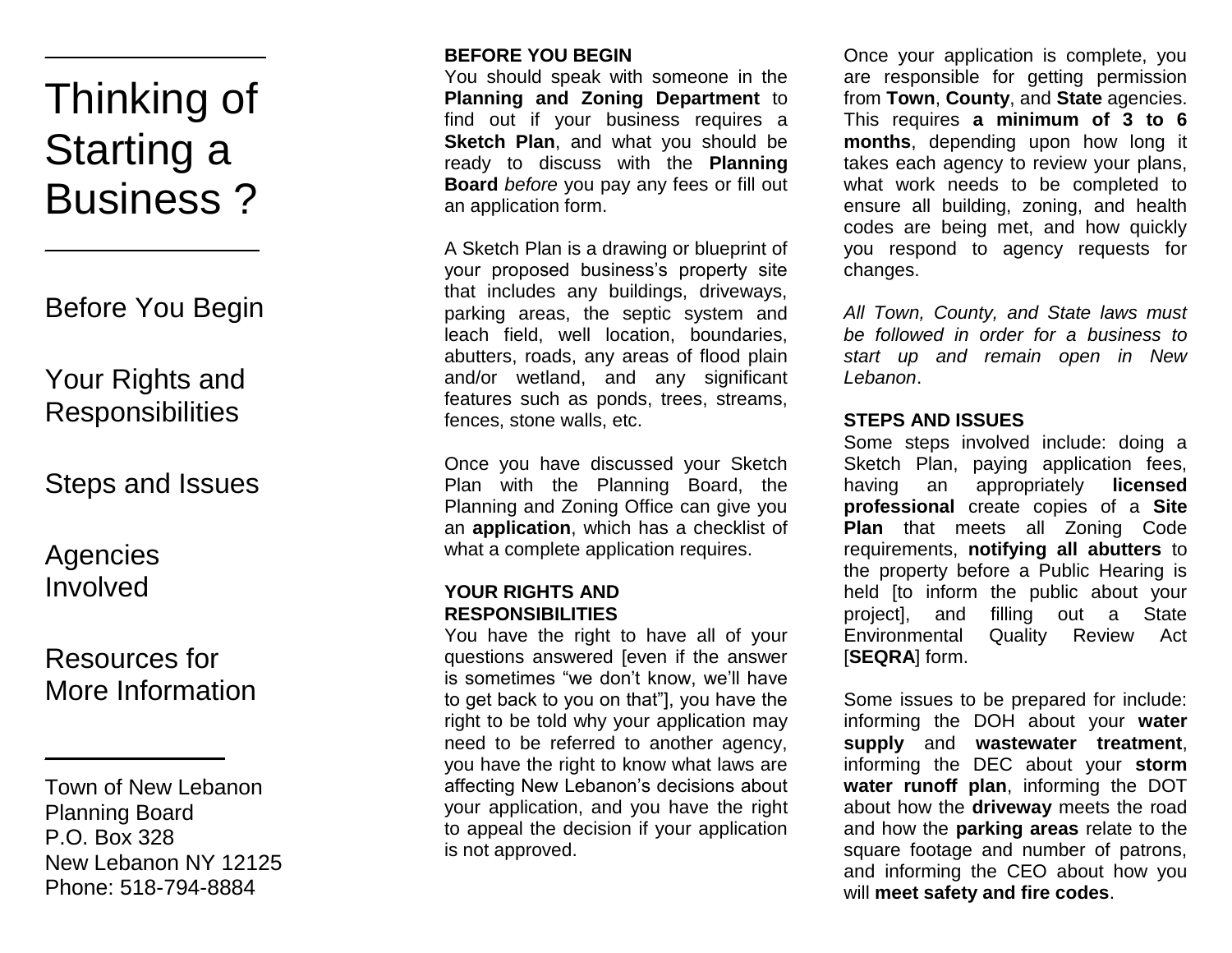# Thinking of Starting a Business ?

Before You Begin

Your Rights and Responsibilities

Steps and Issues

Agencies Involved

Resources for More Information

Town of New Lebanon
Planning Board
P.O. Box 328
New Lebanon NY 12125
Phone: 518-794-8884

## BEFORE YOU BEGIN

You should speak with someone in the **Planning and Zoning Department** to find out if your business requires a **Sketch Plan**, and what you should be ready to discuss with the **Planning Board** *before* you pay any fees or fill out an application form.

A Sketch Plan is a drawing or blueprint of your proposed business's property site that includes any buildings, driveways, parking areas, the septic system and leach field, well location, boundaries, abutters, roads, any areas of flood plain and/or wetland, and any significant features such as ponds, trees, streams, fences, stone walls, etc.

Once you have discussed your Sketch Plan with the Planning Board, the Planning and Zoning Office can give you an **application**, which has a checklist of what a complete application requires.

## YOUR RIGHTS AND RESPONSIBILITIES

You have the right to have all of your questions answered [even if the answer is sometimes "we don't know, we'll have to get back to you on that"], you have the right to be told why your application may need to be referred to another agency, you have the right to know what laws are affecting New Lebanon's decisions about your application, and you have the right to appeal the decision if your application is not approved.

Once your application is complete, you are responsible for getting permission from **Town**, **County**, and **State** agencies. This requires **a minimum of 3 to 6 months**, depending upon how long it takes each agency to review your plans, what work needs to be completed to ensure all building, zoning, and health codes are being met, and how quickly you respond to agency requests for changes.

*All Town, County, and State laws must be followed in order for a business to start up and remain open in New Lebanon*.

## STEPS AND ISSUES

Some steps involved include: doing a Sketch Plan, paying application fees, having an appropriately **licensed professional** create copies of a **Site Plan** that meets all Zoning Code requirements, **notifying all abutters** to the property before a Public Hearing is held [to inform the public about your project], and filling out a State Environmental Quality Review Act [**SEQRA**] form.

Some issues to be prepared for include: informing the DOH about your **water supply** and **wastewater treatment**, informing the DEC about your **storm water runoff plan**, informing the DOT about how the **driveway** meets the road and how the **parking areas** relate to the square footage and number of patrons, and informing the CEO about how you will **meet safety and fire codes**.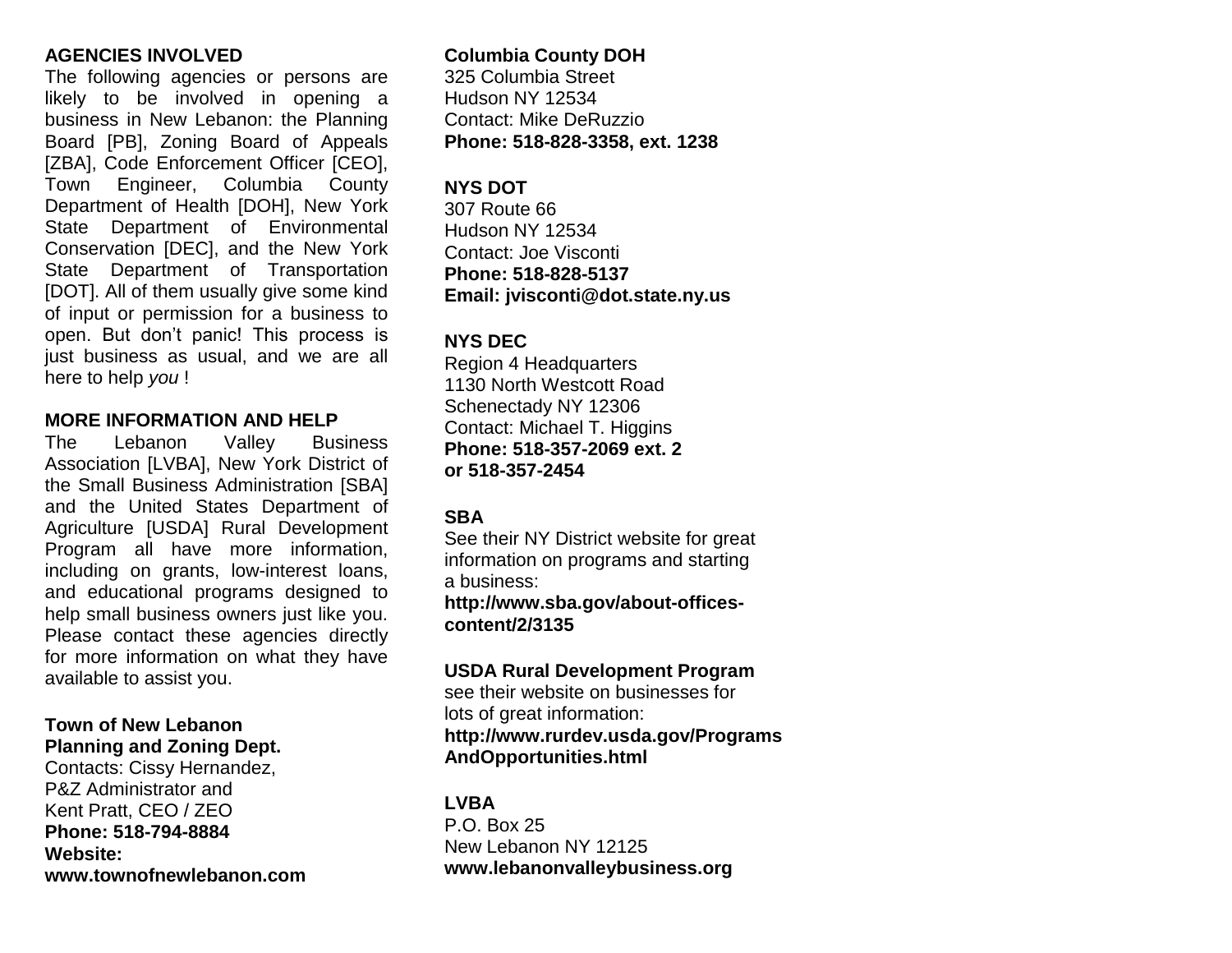## AGENCIES INVOLVED

The following agencies or persons are likely to be involved in opening a business in New Lebanon: the Planning Board [PB], Zoning Board of Appeals [ZBA], Code Enforcement Officer [CEO], Town Engineer, Columbia County Department of Health [DOH], New York State Department of Environmental Conservation [DEC], and the New York State Department of Transportation [DOT]. All of them usually give some kind of input or permission for a business to open. But don't panic! This process is just business as usual, and we are all here to help *you* !

## MORE INFORMATION AND HELP

The Lebanon Valley Business Association [LVBA], New York District of the Small Business Administration [SBA] and the United States Department of Agriculture [USDA] Rural Development Program all have more information, including on grants, low-interest loans, and educational programs designed to help small business owners just like you. Please contact these agencies directly for more information on what they have available to assist you.

**Town of New Lebanon**
**Planning and Zoning Dept.**
Contacts: Cissy Hernandez,
P&Z Administrator and
Kent Pratt, CEO / ZEO
**Phone: 518-794-8884**
**Website:**
**www.townofnewlebanon.com**

**Columbia County DOH**
325 Columbia Street
Hudson NY 12534
Contact: Mike DeRuzzio
**Phone: 518-828-3358, ext. 1238**

**NYS DOT**
307 Route 66
Hudson NY 12534
Contact: Joe Visconti
**Phone: 518-828-5137**
**Email: jvisconti@dot.state.ny.us**

**NYS DEC**
Region 4 Headquarters
1130 North Westcott Road
Schenectady NY 12306
Contact: Michael T. Higgins
**Phone: 518-357-2069 ext. 2**
**or 518-357-2454**

**SBA**
See their NY District website for great information on programs and starting a business:
**http://www.sba.gov/about-offices-content/2/3135**

**USDA Rural Development Program**
see their website on businesses for lots of great information:
**http://www.rurdev.usda.gov/ProgramsAndOpportunities.html**

**LVBA**
P.O. Box 25
New Lebanon NY 12125
**www.lebanonvalleybusiness.org**